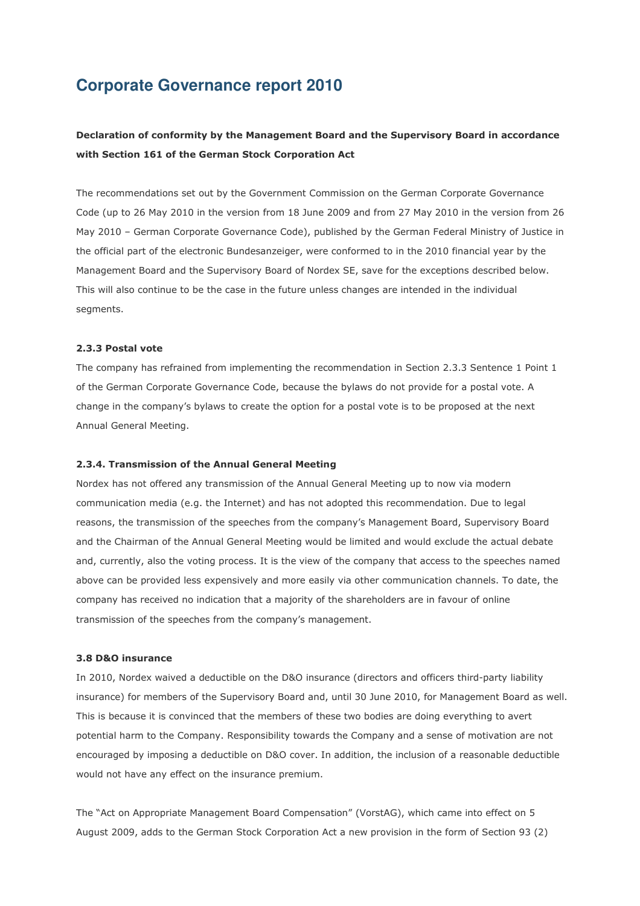# Corporate Governance report 2010

**Declaration of conformity by the Management Board and the Supervisory Board in accordance with Section 161 of the German Stock Corporation Act**

The recommendations set out by the Government Commission on the German Corporate Governance Code (up to 26 May 2010 in the version from 18 June 2009 and from 27 May 2010 in the version from 26 May 2010 – German Corporate Governance Code), published by the German Federal Ministry of Justice in the official part of the electronic Bundesanzeiger, were conformed to in the 2010 financial year by the Management Board and the Supervisory Board of Nordex SE, save for the exceptions described below. This will also continue to be the case in the future unless changes are intended in the individual segments.

#### 2.3.3 Postal vote

The company has refrained from implementing the recommendation in Section 2.3.3 Sentence 1 Point 1 of the German Corporate Governance Code, because the bylaws do not provide for a postal vote. A change in the company's bylaws to create the option for a postal vote is to be proposed at the next Annual General Meeting.

#### 2.3.4. Transmission of the Annual General Meeting

Nordex has not offered any transmission of the Annual General Meeting up to now via modern communication media (e.g. the Internet) and has not adopted this recommendation. Due to legal reasons, the transmission of the speeches from the company's Management Board, Supervisory Board and the Chairman of the Annual General Meeting would be limited and would exclude the actual debate and, currently, also the voting process. It is the view of the company that access to the speeches named above can be provided less expensively and more easily via other communication channels. To date, the company has received no indication that a majority of the shareholders are in favour of online transmission of the speeches from the company's management.

#### 3.8 D&O insurance

In 2010, Nordex waived a deductible on the D&O insurance (directors and officers third-party liability insurance) for members of the Supervisory Board and, until 30 June 2010, for Management Board as well. This is because it is convinced that the members of these two bodies are doing everything to avert potential harm to the Company. Responsibility towards the Company and a sense of motivation are not encouraged by imposing a deductible on D&O cover. In addition, the inclusion of a reasonable deductible would not have any effect on the insurance premium.

The "Act on Appropriate Management Board Compensation" (VorstAG), which came into effect on 5 August 2009, adds to the German Stock Corporation Act a new provision in the form of Section 93 (2)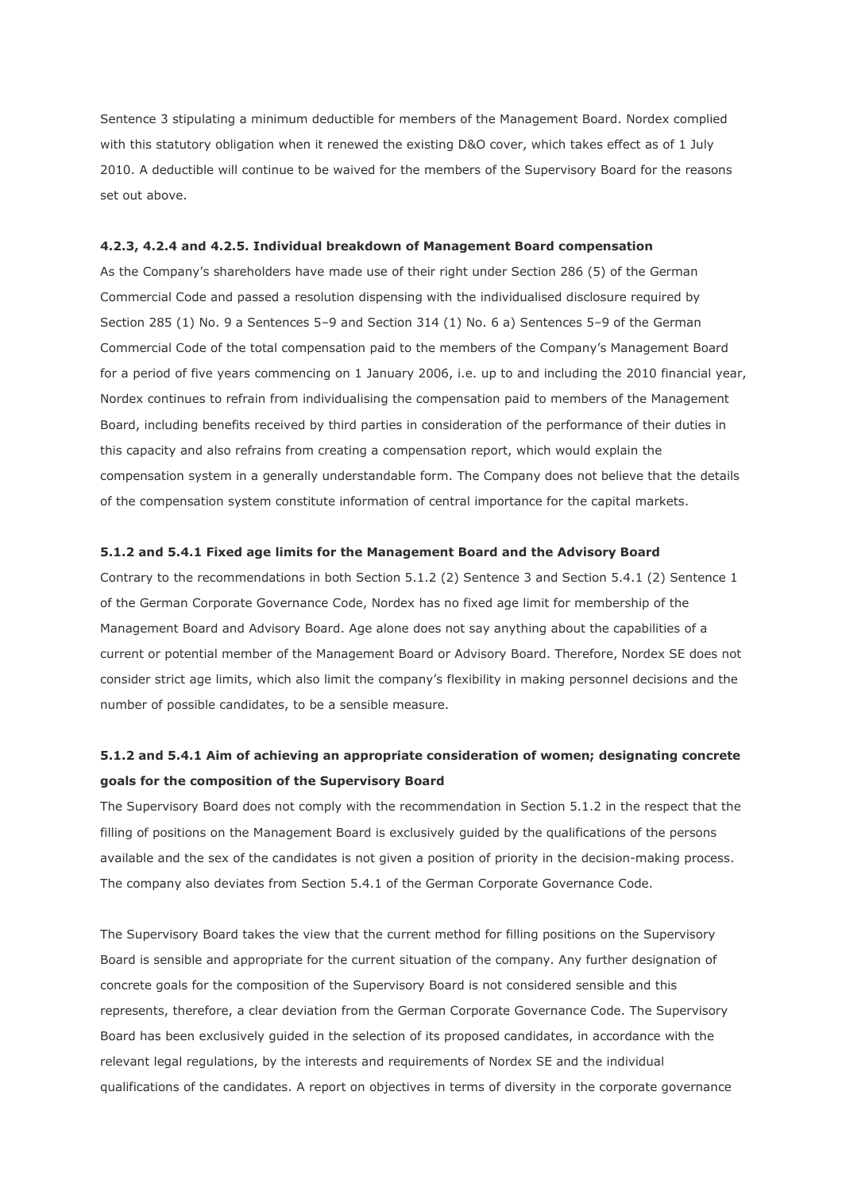Sentence 3 stipulating a minimum deductible for members of the Management Board. Nordex complied with this statutory obligation when it renewed the existing D&O cover, which takes effect as of 1 July 2010. A deductible will continue to be waived for the members of the Supervisory Board for the reasons set out above.

**4.2.3, 4.2.4 and 4.2.5. Individual breakdown of Management Board compensation**

As the Company's shareholders have made use of their right under Section 286 (5) of the German Commercial Code and passed a resolution dispensing with the individualised disclosure required by Section 285 (1) No. 9 a Sentences 5–9 and Section 314 (1) No. 6 a) Sentences 5–9 of the German Commercial Code of the total compensation paid to the members of the Company's Management Board for a period of five years commencing on 1 January 2006, i.e. up to and including the 2010 financial year, Nordex continues to refrain from individualising the compensation paid to members of the Management Board, including benefits received by third parties in consideration of the performance of their duties in this capacity and also refrains from creating a compensation report, which would explain the compensation system in a generally understandable form. The Company does not believe that the details of the compensation system constitute information of central importance for the capital markets.

**5.1.2 and 5.4.1 Fixed age limits for the Management Board and the Advisory Board**

Contrary to the recommendations in both Section 5.1.2 (2) Sentence 3 and Section 5.4.1 (2) Sentence 1 of the German Corporate Governance Code, Nordex has no fixed age limit for membership of the Management Board and Advisory Board. Age alone does not say anything about the capabilities of a current or potential member of the Management Board or Advisory Board. Therefore, Nordex SE does not consider strict age limits, which also limit the company's flexibility in making personnel decisions and the number of possible candidates, to be a sensible measure.

**5.1.2 and 5.4.1 Aim of achieving an appropriate consideration of women; designating concrete goals for the composition of the Supervisory Board**

The Supervisory Board does not comply with the recommendation in Section 5.1.2 in the respect that the filling of positions on the Management Board is exclusively guided by the qualifications of the persons available and the sex of the candidates is not given a position of priority in the decision-making process. The company also deviates from Section 5.4.1 of the German Corporate Governance Code.

The Supervisory Board takes the view that the current method for filling positions on the Supervisory Board is sensible and appropriate for the current situation of the company. Any further designation of concrete goals for the composition of the Supervisory Board is not considered sensible and this represents, therefore, a clear deviation from the German Corporate Governance Code. The Supervisory Board has been exclusively guided in the selection of its proposed candidates, in accordance with the relevant legal regulations, by the interests and requirements of Nordex SE and the individual qualifications of the candidates. A report on objectives in terms of diversity in the corporate governance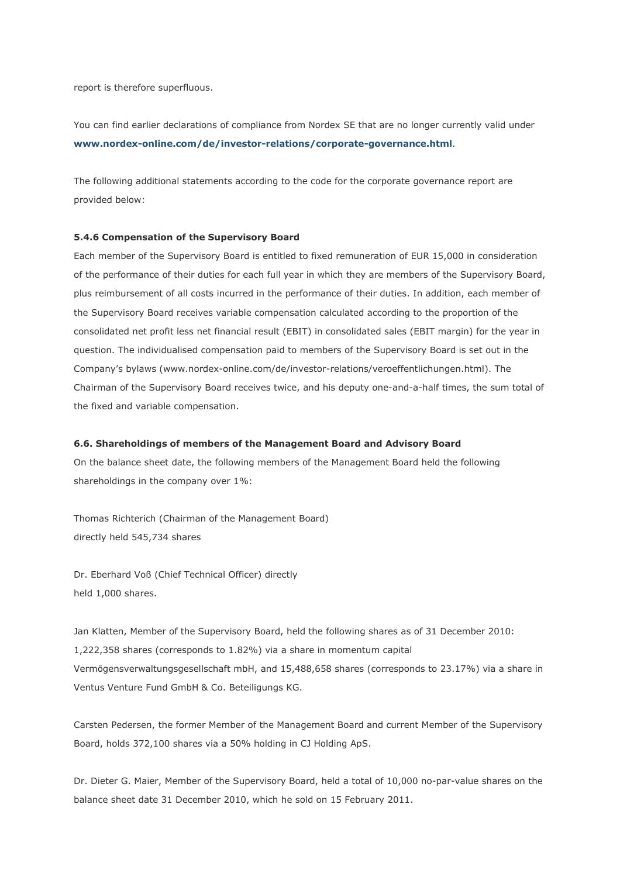report is therefore superfluous.

You can find earlier declarations of compliance from Nordex SE that are no longer currently valid under **www.nordex-online.com/de/investor-relations/corporate-governance.html**.

The following additional statements according to the code for the corporate governance report are provided below:

**5.4.6 Compensation of the Supervisory Board**

Each member of the Supervisory Board is entitled to fixed remuneration of EUR 15,000 in consideration of the performance of their duties for each full year in which they are members of the Supervisory Board, plus reimbursement of all costs incurred in the performance of their duties. In addition, each member of the Supervisory Board receives variable compensation calculated according to the proportion of the consolidated net profit less net financial result (EBIT) in consolidated sales (EBIT margin) for the year in question. The individualised compensation paid to members of the Supervisory Board is set out in the Company's bylaws (www.nordex-online.com/de/investor-relations/veroeffentlichungen.html). The Chairman of the Supervisory Board receives twice, and his deputy one-and-a-half times, the sum total of the fixed and variable compensation.

**6.6. Shareholdings of members of the Management Board and Advisory Board**

On the balance sheet date, the following members of the Management Board held the following shareholdings in the company over 1%:

Thomas Richterich (Chairman of the Management Board)
directly held 545,734 shares

Dr. Eberhard Voß (Chief Technical Officer) directly
held 1,000 shares.

Jan Klatten, Member of the Supervisory Board, held the following shares as of 31 December 2010: 1,222,358 shares (corresponds to 1.82%) via a share in momentum capital Vermögensverwaltungsgesellschaft mbH, and 15,488,658 shares (corresponds to 23.17%) via a share in Ventus Venture Fund GmbH & Co. Beteiligungs KG.

Carsten Pedersen, the former Member of the Management Board and current Member of the Supervisory Board, holds 372,100 shares via a 50% holding in CJ Holding ApS.

Dr. Dieter G. Maier, Member of the Supervisory Board, held a total of 10,000 no-par-value shares on the balance sheet date 31 December 2010, which he sold on 15 February 2011.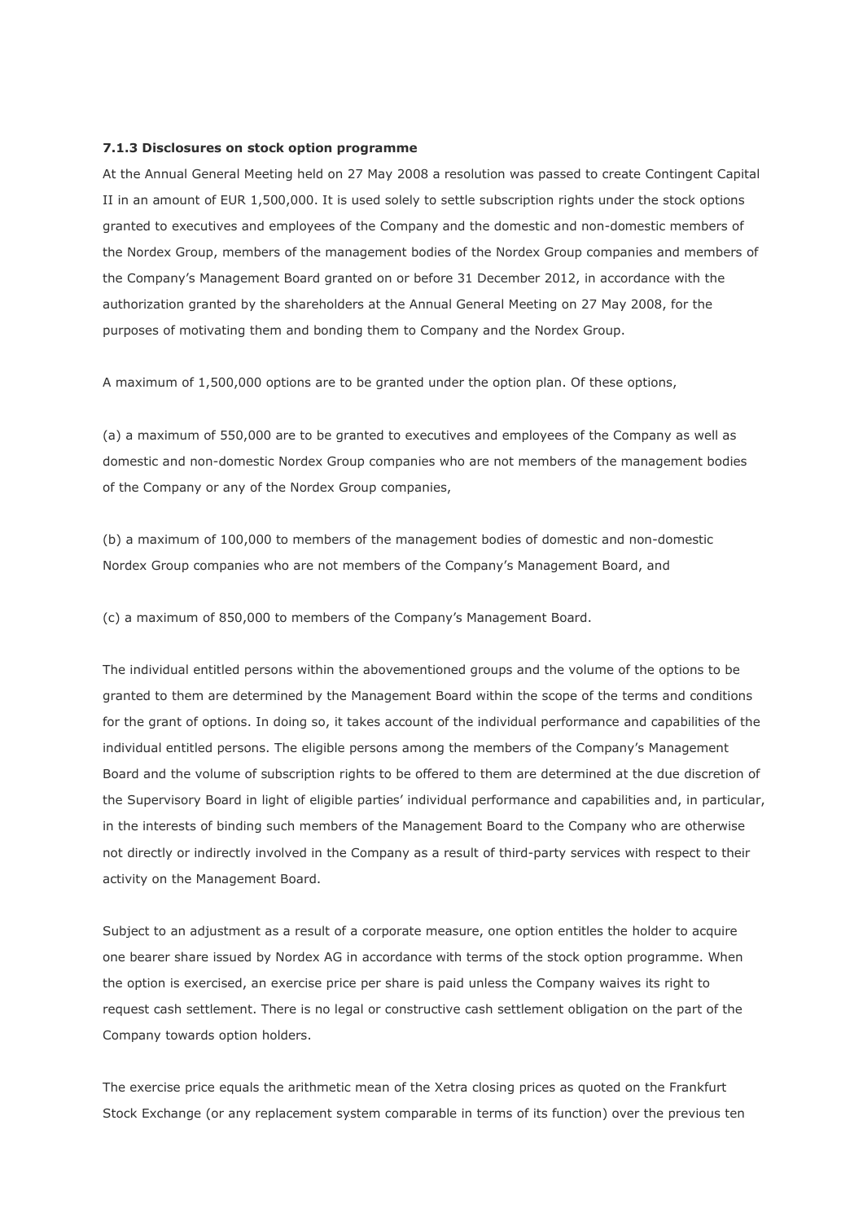#### 7.1.3 Disclosures on stock option programme

At the Annual General Meeting held on 27 May 2008 a resolution was passed to create Contingent Capital II in an amount of EUR 1,500,000. It is used solely to settle subscription rights under the stock options granted to executives and employees of the Company and the domestic and non-domestic members of the Nordex Group, members of the management bodies of the Nordex Group companies and members of the Company's Management Board granted on or before 31 December 2012, in accordance with the authorization granted by the shareholders at the Annual General Meeting on 27 May 2008, for the purposes of motivating them and bonding them to Company and the Nordex Group.

A maximum of 1,500,000 options are to be granted under the option plan. Of these options,

(a) a maximum of 550,000 are to be granted to executives and employees of the Company as well as domestic and non-domestic Nordex Group companies who are not members of the management bodies of the Company or any of the Nordex Group companies,

(b) a maximum of 100,000 to members of the management bodies of domestic and non-domestic Nordex Group companies who are not members of the Company's Management Board, and

(c) a maximum of 850,000 to members of the Company's Management Board.

The individual entitled persons within the abovementioned groups and the volume of the options to be granted to them are determined by the Management Board within the scope of the terms and conditions for the grant of options. In doing so, it takes account of the individual performance and capabilities of the individual entitled persons. The eligible persons among the members of the Company's Management Board and the volume of subscription rights to be offered to them are determined at the due discretion of the Supervisory Board in light of eligible parties' individual performance and capabilities and, in particular, in the interests of binding such members of the Management Board to the Company who are otherwise not directly or indirectly involved in the Company as a result of third-party services with respect to their activity on the Management Board.

Subject to an adjustment as a result of a corporate measure, one option entitles the holder to acquire one bearer share issued by Nordex AG in accordance with terms of the stock option programme. When the option is exercised, an exercise price per share is paid unless the Company waives its right to request cash settlement. There is no legal or constructive cash settlement obligation on the part of the Company towards option holders.

The exercise price equals the arithmetic mean of the Xetra closing prices as quoted on the Frankfurt Stock Exchange (or any replacement system comparable in terms of its function) over the previous ten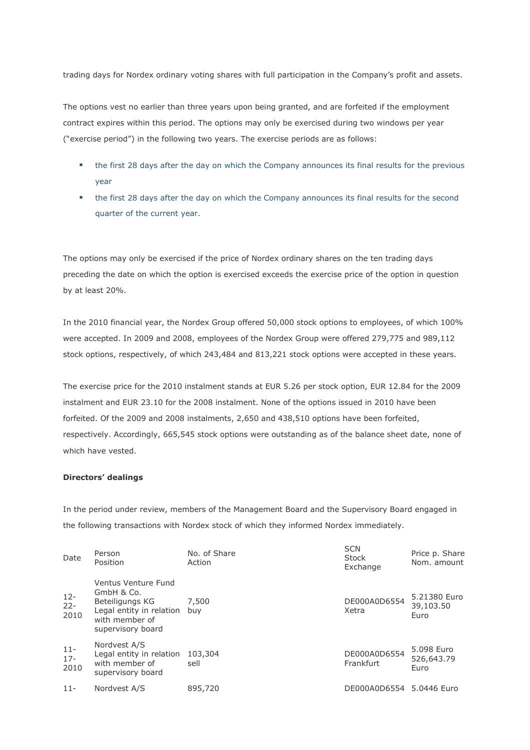trading days for Nordex ordinary voting shares with full participation in the Company's profit and assets.

The options vest no earlier than three years upon being granted, and are forfeited if the employment contract expires within this period. The options may only be exercised during two windows per year ("exercise period") in the following two years. The exercise periods are as follows:

- the first 28 days after the day on which the Company announces its final results for the previous year
- the first 28 days after the day on which the Company announces its final results for the second quarter of the current year.

The options may only be exercised if the price of Nordex ordinary shares on the ten trading days preceding the date on which the option is exercised exceeds the exercise price of the option in question by at least 20%.

In the 2010 financial year, the Nordex Group offered 50,000 stock options to employees, of which 100% were accepted. In 2009 and 2008, employees of the Nordex Group were offered 279,775 and 989,112 stock options, respectively, of which 243,484 and 813,221 stock options were accepted in these years.

The exercise price for the 2010 instalment stands at EUR 5.26 per stock option, EUR 12.84 for the 2009 instalment and EUR 23.10 for the 2008 instalment. None of the options issued in 2010 have been forfeited. Of the 2009 and 2008 instalments, 2,650 and 438,510 options have been forfeited, respectively. Accordingly, 665,545 stock options were outstanding as of the balance sheet date, none of which have vested.

**Directors' dealings**

In the period under review, members of the Management Board and the Supervisory Board engaged in the following transactions with Nordex stock of which they informed Nordex immediately.

| Date | Person<br>Position | No. of Share<br>Action | SCN<br>Stock Exchange | Price p. Share<br>Nom. amount |
|---|---|---|---|---|
| 12-22-2010 | Ventus Venture Fund GmbH & Co. Beteiligungs KG<br>Legal entity in relation with member of supervisory board | 7,500<br>buy | DE000A0D6554<br>Xetra | 5.21380 Euro<br>39,103.50 Euro |
| 11-17-2010 | Nordvest A/S<br>Legal entity in relation with member of supervisory board | 103,304<br>sell | DE000A0D6554<br>Frankfurt | 5.098 Euro<br>526,643.79 Euro |
| 11- | Nordvest A/S | 895,720 | DE000A0D6554 | 5.0446 Euro |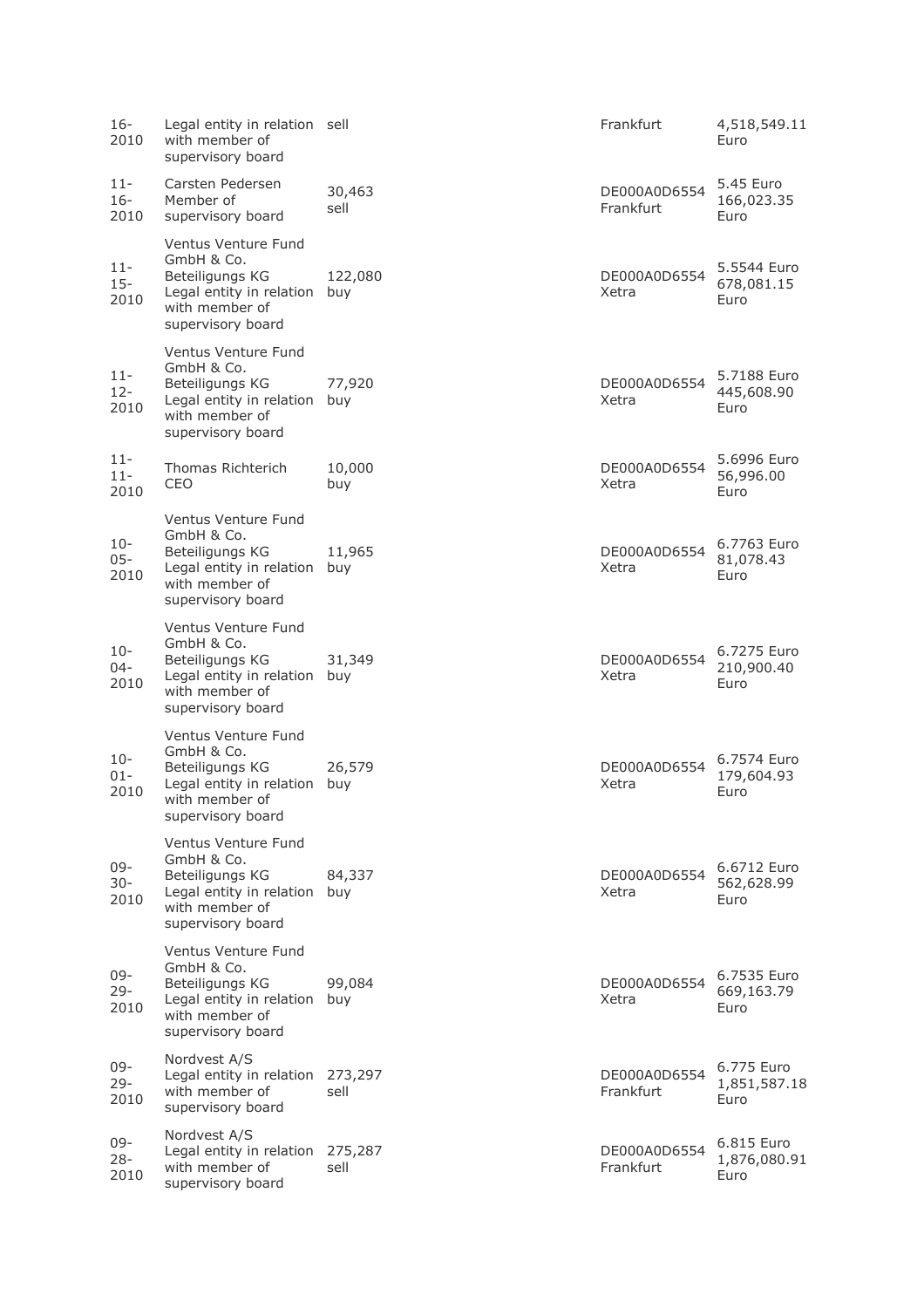| | | | | |
|---|---|---|---|---|
| 16-2010 | Legal entity in relation with member of supervisory board | sell | Frankfurt | 4,518,549.11 Euro |
| 11-16-2010 | Carsten Pedersen Member of supervisory board | 30,463 sell | DE000A0D6554 Frankfurt | 5.45 Euro 166,023.35 Euro |
| 11-15-2010 | Ventus Venture Fund GmbH & Co. Beteiligungs KG Legal entity in relation with member of supervisory board | 122,080 buy | DE000A0D6554 Xetra | 5.5544 Euro 678,081.15 Euro |
| 11-12-2010 | Ventus Venture Fund GmbH & Co. Beteiligungs KG Legal entity in relation with member of supervisory board | 77,920 buy | DE000A0D6554 Xetra | 5.7188 Euro 445,608.90 Euro |
| 11-11-2010 | Thomas Richterich CEO | 10,000 buy | DE000A0D6554 Xetra | 5.6996 Euro 56,996.00 Euro |
| 10-05-2010 | Ventus Venture Fund GmbH & Co. Beteiligungs KG Legal entity in relation with member of supervisory board | 11,965 buy | DE000A0D6554 Xetra | 6.7763 Euro 81,078.43 Euro |
| 10-04-2010 | Ventus Venture Fund GmbH & Co. Beteiligungs KG Legal entity in relation with member of supervisory board | 31,349 buy | DE000A0D6554 Xetra | 6.7275 Euro 210,900.40 Euro |
| 10-01-2010 | Ventus Venture Fund GmbH & Co. Beteiligungs KG Legal entity in relation with member of supervisory board | 26,579 buy | DE000A0D6554 Xetra | 6.7574 Euro 179,604.93 Euro |
| 09-30-2010 | Ventus Venture Fund GmbH & Co. Beteiligungs KG Legal entity in relation with member of supervisory board | 84,337 buy | DE000A0D6554 Xetra | 6.6712 Euro 562,628.99 Euro |
| 09-29-2010 | Ventus Venture Fund GmbH & Co. Beteiligungs KG Legal entity in relation with member of supervisory board | 99,084 buy | DE000A0D6554 Xetra | 6.7535 Euro 669,163.79 Euro |
| 09-29-2010 | Nordvest A/S Legal entity in relation with member of supervisory board | 273,297 sell | DE000A0D6554 Frankfurt | 6.775 Euro 1,851,587.18 Euro |
| 09-28-2010 | Nordvest A/S Legal entity in relation with member of supervisory board | 275,287 sell | DE000A0D6554 Frankfurt | 6.815 Euro 1,876,080.91 Euro |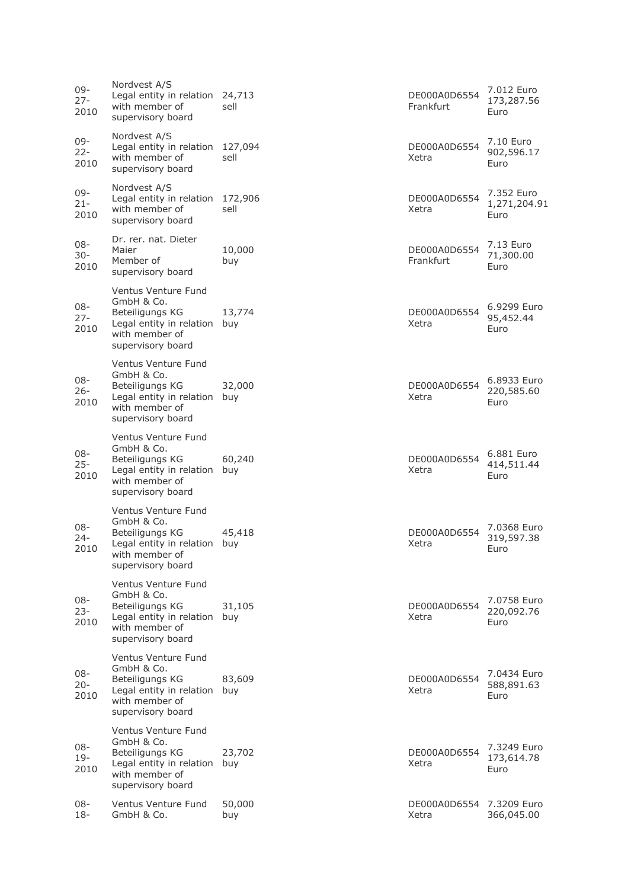| | | | | |
|---|---|---|---|---|
| 09-27-2010 | Nordvest A/S Legal entity in relation with member of supervisory board | 24,713 sell | DE000A0D6554 Frankfurt | 7.012 Euro 173,287.56 Euro |
| 09-22-2010 | Nordvest A/S Legal entity in relation with member of supervisory board | 127,094 sell | DE000A0D6554 Xetra | 7.10 Euro 902,596.17 Euro |
| 09-21-2010 | Nordvest A/S Legal entity in relation with member of supervisory board | 172,906 sell | DE000A0D6554 Xetra | 7.352 Euro 1,271,204.91 Euro |
| 08-30-2010 | Dr. rer. nat. Dieter Maier Member of supervisory board | 10,000 buy | DE000A0D6554 Frankfurt | 7.13 Euro 71,300.00 Euro |
| 08-27-2010 | Ventus Venture Fund GmbH & Co. Beteiligungs KG Legal entity in relation with member of supervisory board | 13,774 buy | DE000A0D6554 Xetra | 6.9299 Euro 95,452.44 Euro |
| 08-26-2010 | Ventus Venture Fund GmbH & Co. Beteiligungs KG Legal entity in relation with member of supervisory board | 32,000 buy | DE000A0D6554 Xetra | 6.8933 Euro 220,585.60 Euro |
| 08-25-2010 | Ventus Venture Fund GmbH & Co. Beteiligungs KG Legal entity in relation with member of supervisory board | 60,240 buy | DE000A0D6554 Xetra | 6.881 Euro 414,511.44 Euro |
| 08-24-2010 | Ventus Venture Fund GmbH & Co. Beteiligungs KG Legal entity in relation with member of supervisory board | 45,418 buy | DE000A0D6554 Xetra | 7.0368 Euro 319,597.38 Euro |
| 08-23-2010 | Ventus Venture Fund GmbH & Co. Beteiligungs KG Legal entity in relation with member of supervisory board | 31,105 buy | DE000A0D6554 Xetra | 7.0758 Euro 220,092.76 Euro |
| 08-20-2010 | Ventus Venture Fund GmbH & Co. Beteiligungs KG Legal entity in relation with member of supervisory board | 83,609 buy | DE000A0D6554 Xetra | 7.0434 Euro 588,891.63 Euro |
| 08-19-2010 | Ventus Venture Fund GmbH & Co. Beteiligungs KG Legal entity in relation with member of supervisory board | 23,702 buy | DE000A0D6554 Xetra | 7.3249 Euro 173,614.78 Euro |
| 08-18- | Ventus Venture Fund GmbH & Co. | 50,000 buy | DE000A0D6554 Xetra | 7.3209 Euro 366,045.00 |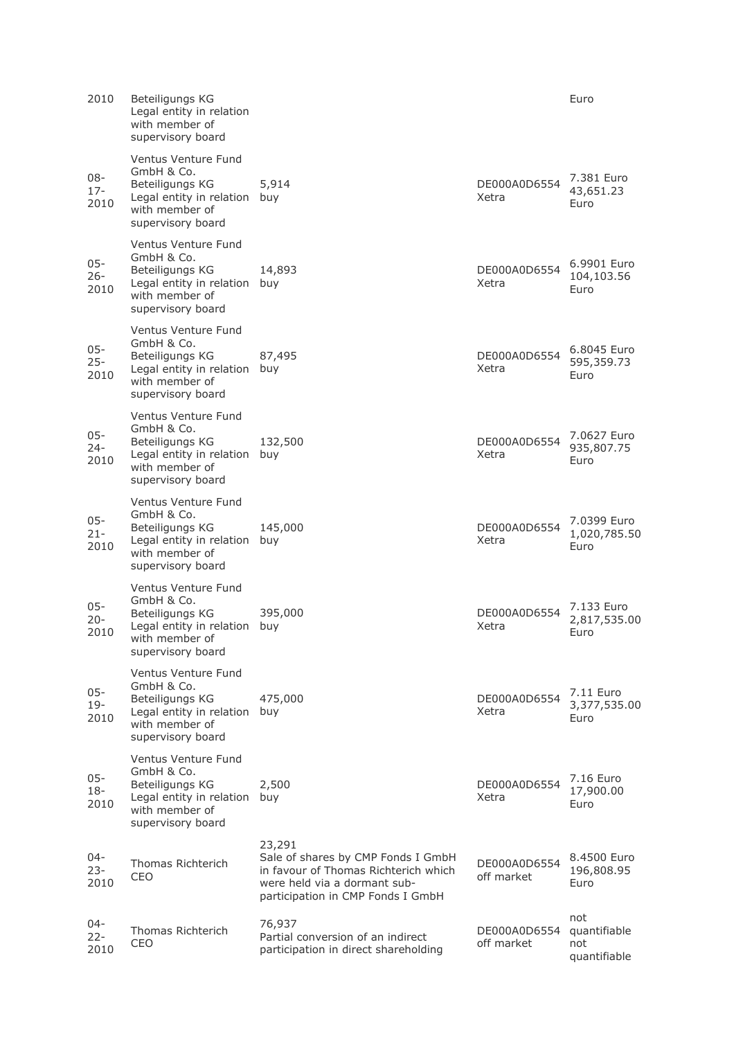| | | | | |
|---|---|---|---|---|
| 2010 | Beteiligungs KG Legal entity in relation with member of supervisory board | | | Euro |
| 08-17-2010 | Ventus Venture Fund GmbH & Co. Beteiligungs KG Legal entity in relation with member of supervisory board | 5,914 buy | DE000A0D6554 Xetra | 7.381 Euro 43,651.23 Euro |
| 05-26-2010 | Ventus Venture Fund GmbH & Co. Beteiligungs KG Legal entity in relation with member of supervisory board | 14,893 buy | DE000A0D6554 Xetra | 6.9901 Euro 104,103.56 Euro |
| 05-25-2010 | Ventus Venture Fund GmbH & Co. Beteiligungs KG Legal entity in relation with member of supervisory board | 87,495 buy | DE000A0D6554 Xetra | 6.8045 Euro 595,359.73 Euro |
| 05-24-2010 | Ventus Venture Fund GmbH & Co. Beteiligungs KG Legal entity in relation with member of supervisory board | 132,500 buy | DE000A0D6554 Xetra | 7.0627 Euro 935,807.75 Euro |
| 05-21-2010 | Ventus Venture Fund GmbH & Co. Beteiligungs KG Legal entity in relation with member of supervisory board | 145,000 buy | DE000A0D6554 Xetra | 7.0399 Euro 1,020,785.50 Euro |
| 05-20-2010 | Ventus Venture Fund GmbH & Co. Beteiligungs KG Legal entity in relation with member of supervisory board | 395,000 buy | DE000A0D6554 Xetra | 7.133 Euro 2,817,535.00 Euro |
| 05-19-2010 | Ventus Venture Fund GmbH & Co. Beteiligungs KG Legal entity in relation with member of supervisory board | 475,000 buy | DE000A0D6554 Xetra | 7.11 Euro 3,377,535.00 Euro |
| 05-18-2010 | Ventus Venture Fund GmbH & Co. Beteiligungs KG Legal entity in relation with member of supervisory board | 2,500 buy | DE000A0D6554 Xetra | 7.16 Euro 17,900.00 Euro |
| 04-23-2010 | Thomas Richterich CEO | 23,291 Sale of shares by CMP Fonds I GmbH in favour of Thomas Richterich which were held via a dormant sub-participation in CMP Fonds I GmbH | DE000A0D6554 off market | 8.4500 Euro 196,808.95 Euro |
| 04-22-2010 | Thomas Richterich CEO | 76,937 Partial conversion of an indirect participation in direct shareholding | DE000A0D6554 off market | not quantifiable not quantifiable |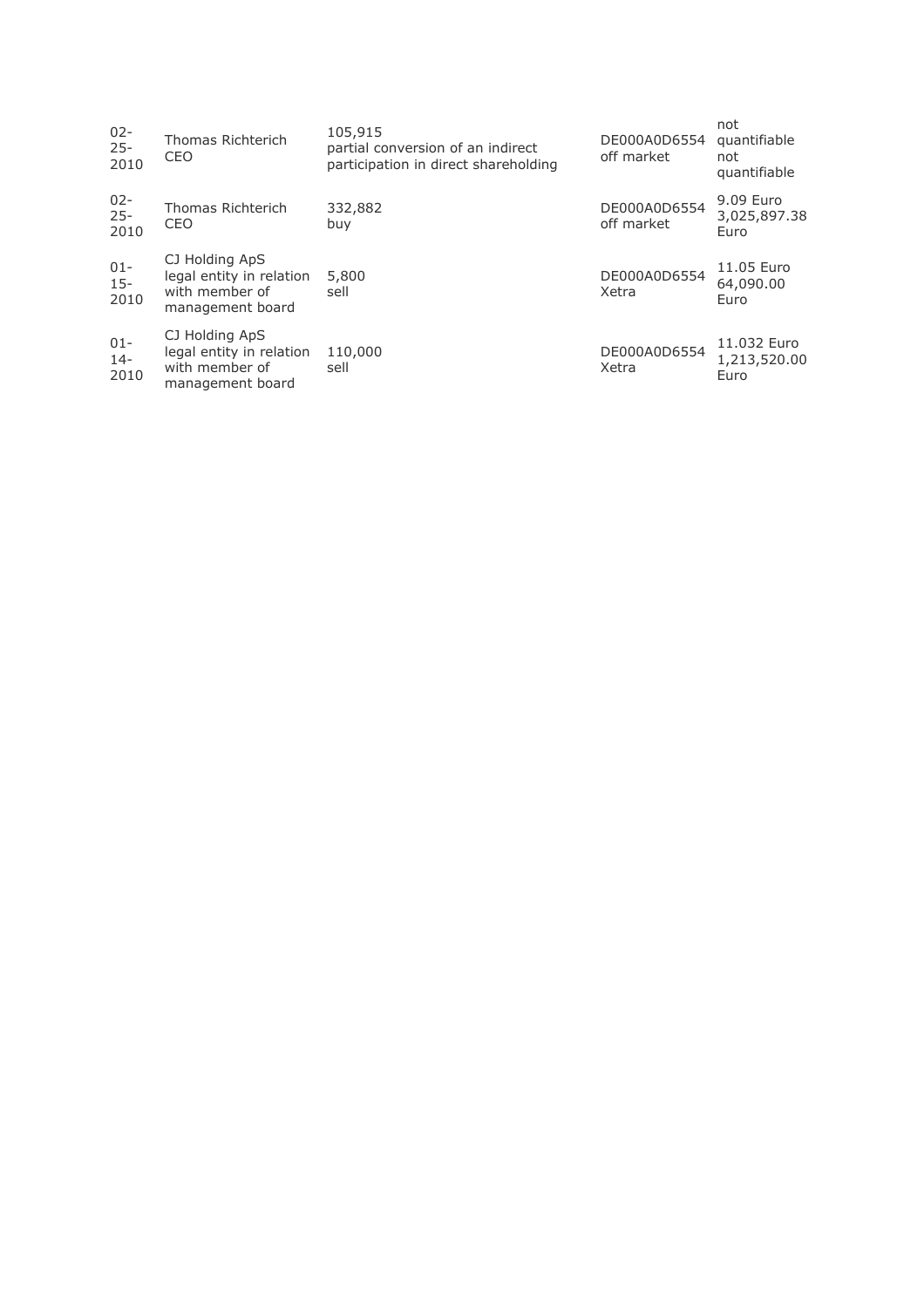| | | | | |
|---|---|---|---|---|
| 02-25-2010 | Thomas Richterich<br>CEO | 105,915<br>partial conversion of an indirect participation in direct shareholding | DE000A0D6554<br>off market | not quantifiable<br>not quantifiable |
| 02-25-2010 | Thomas Richterich<br>CEO | 332,882<br>buy | DE000A0D6554<br>off market | 9.09 Euro<br>3,025,897.38 Euro |
| 01-15-2010 | CJ Holding ApS<br>legal entity in relation with member of management board | 5,800<br>sell | DE000A0D6554<br>Xetra | 11.05 Euro<br>64,090.00 Euro |
| 01-14-2010 | CJ Holding ApS<br>legal entity in relation with member of management board | 110,000<br>sell | DE000A0D6554<br>Xetra | 11.032 Euro<br>1,213,520.00 Euro |